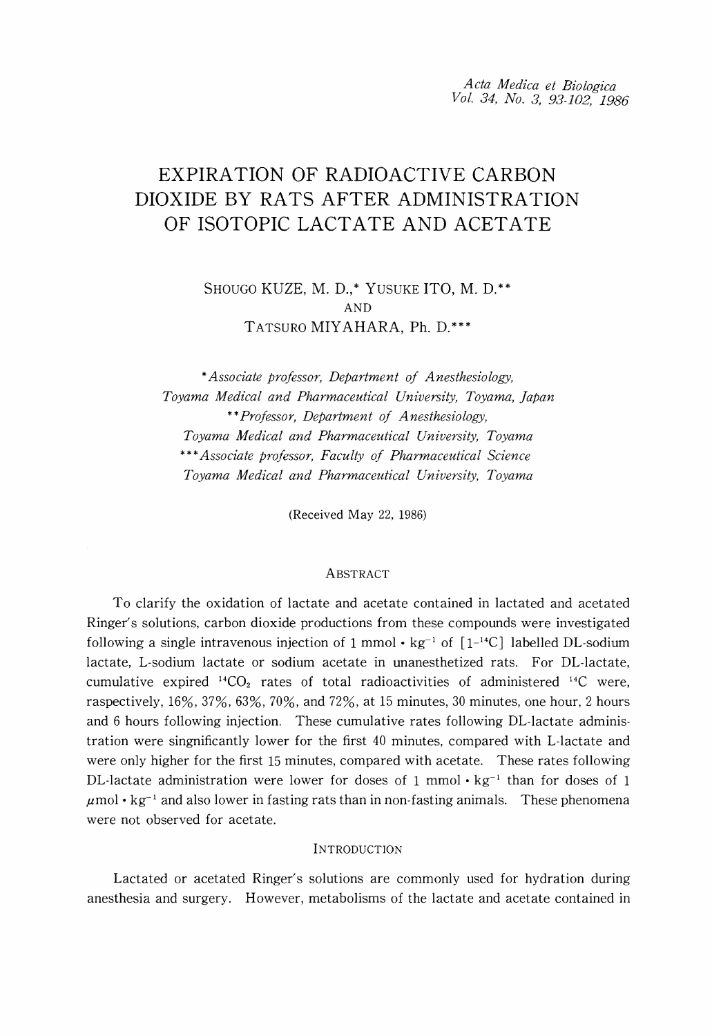# EXPIRATION OF RADIOACTIVE CARBON DIOXIDE BY RATS AFTER ADMINISTRATION OF ISOTOPIC LACTATE AND ACETATE

SHOUGO KUZE, M. D.,* YUSUKE ITO, M. D.** AND TATSURO MIYAHARA, Ph. D.***

*\*Associate professor, Department of Anesthesiology, Toyama Medical and Pharmaceutical University, Toyama, Japan*
*\*\*Professor, Department of Anesthesiology, Toyama Medical and Pharmaceutical University, Toyama*
*\*\*\*Associate professor, Faculty of Pharmaceutical Science Toyama Medical and Pharmaceutical University, Toyama*

(Received May 22, 1986)

## ABSTRACT

To clarify the oxidation of lactate and acetate contained in lactated and acetated Ringer's solutions, carbon dioxide productions from these compounds were investigated following a single intravenous injection of 1 $mmol \cdot kg^{-1}$ of [1-$^{14}C$] labelled DL-sodium lactate, L-sodium lactate or sodium acetate in unanesthetized rats. For DL-lactate, cumulative expired $^{14}CO_2$ rates of total radioactivities of administered $^{14}C$ were, raspectively, 16%, 37%, 63%, 70%, and 72%, at 15 minutes, 30 minutes, one hour, 2 hours and 6 hours following injection. These cumulative rates following DL-lactate administration were singnificantly lower for the first 40 minutes, compared with L-lactate and were only higher for the first 15 minutes, compared with acetate. These rates following DL-lactate administration were lower for doses of 1 $mmol \cdot kg^{-1}$ than for doses of 1 $\mu mol \cdot kg^{-1}$ and also lower in fasting rats than in non-fasting animals. These phenomena were not observed for acetate.

## INTRODUCTION

Lactated or acetated Ringer's solutions are commonly used for hydration during anesthesia and surgery. However, metabolisms of the lactate and acetate contained in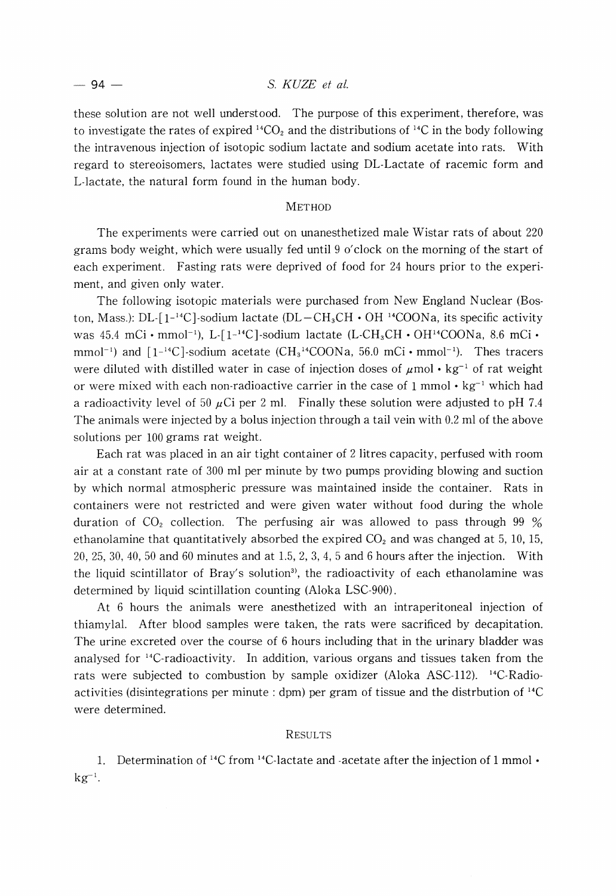these solution are not well understood. The purpose of this experiment, therefore, was to investigate the rates of expired $^{14}CO_2$ and the distributions of $^{14}C$ in the body following the intravenous injection of isotopic sodium lactate and sodium acetate into rats. With regard to stereoisomers, lactates were studied using DL-Lactate of racemic form and L-lactate, the natural form found in the human body.

## METHOD

The experiments were carried out on unanesthetized male Wistar rats of about 220 grams body weight, which were usually fed until 9 o'clock on the morning of the start of each experiment. Fasting rats were deprived of food for 24 hours prior to the experiment, and given only water.

The following isotopic materials were purchased from New England Nuclear (Boston, Mass.): DL-[1-$^{14}C$]-sodium lactate (DL$-CH_3CH \cdot OH\ ^{14}COONa$, its specific activity was 45.4 $mCi \cdot mmol^{-1}$), L-[1-$^{14}C$]-sodium lactate (L-$CH_3CH \cdot OH^{14}COONa$, 8.6 $mCi \cdot mmol^{-1}$) and [1-$^{14}C$]-sodium acetate ($CH_3{}^{14}COONa$, 56.0 $mCi \cdot mmol^{-1}$). Thes tracers were diluted with distilled water in case of injection doses of $\mu mol \cdot kg^{-1}$ of rat weight or were mixed with each non-radioactive carrier in the case of 1 $mmol \cdot kg^{-1}$ which had a radioactivity level of 50 $\mu Ci$ per 2 ml. Finally these solution were adjusted to pH 7.4 The animals were injected by a bolus injection through a tail vein with 0.2 ml of the above solutions per 100 grams rat weight.

Each rat was placed in an air tight container of 2 litres capacity, perfused with room air at a constant rate of 300 ml per minute by two pumps providing blowing and suction by which normal atmospheric pressure was maintained inside the container. Rats in containers were not restricted and were given water without food during the whole duration of $CO_2$ collection. The perfusing air was allowed to pass through 99 % ethanolamine that quantitatively absorbed the expired $CO_2$ and was changed at 5, 10, 15, 20, 25, 30, 40, 50 and 60 minutes and at 1.5, 2, 3, 4, 5 and 6 hours after the injection. With the liquid scintillator of Bray's solution[3], the radioactivity of each ethanolamine was determined by liquid scintillation counting (Aloka LSC-900).

At 6 hours the animals were anesthetized with an intraperitoneal injection of thiamylal. After blood samples were taken, the rats were sacrificed by decapitation. The urine excreted over the course of 6 hours including that in the urinary bladder was analysed for $^{14}C$-radioactivity. In addition, various organs and tissues taken from the rats were subjected to combustion by sample oxidizer (Aloka ASC-112). $^{14}C$-Radioactivities (disintegrations per minute : dpm) per gram of tissue and the distrbution of $^{14}C$ were determined.

## RESULTS

1. Determination of $^{14}C$ from $^{14}C$-lactate and -acetate after the injection of 1 $mmol \cdot kg^{-1}$.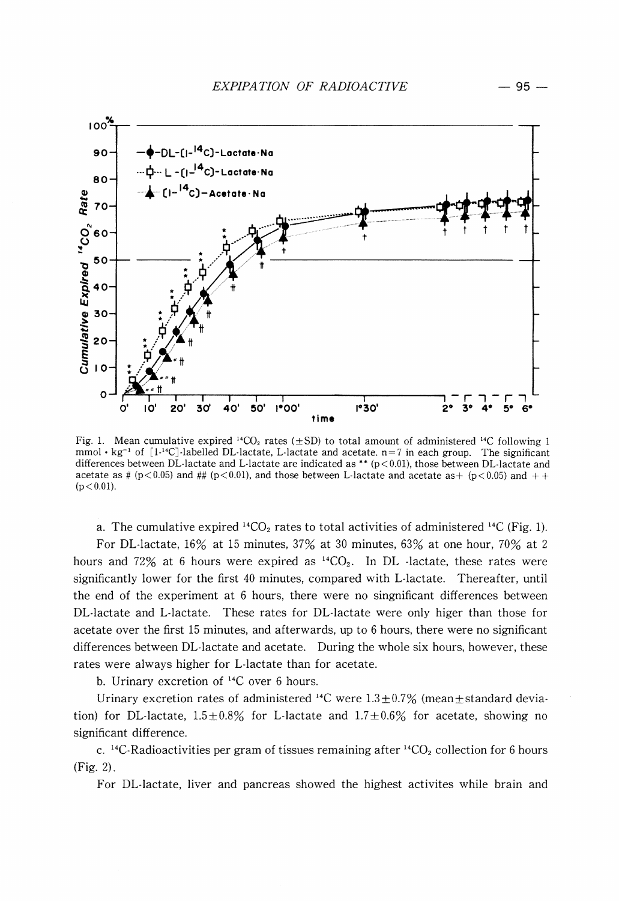Fig. 1. Mean cumulative expired $^{14}CO_2$ rates ($\pm$SD) to total amount of administered $^{14}C$ following 1 mmol $\cdot$ kg$^{-1}$ of [1-$^{14}$C]-labelled DL-lactate, L-lactate and acetate. n=7 in each group. The significant differences between DL-lactate and L-lactate are indicated as ** ($p<0.01$), those between DL-lactate and acetate as # ($p<0.05$) and ## ($p<0.01$), and those between L-lactate and acetate as+ ($p<0.05$) and ++ ($p<0.01$).

a. The cumulative expired $^{14}CO_2$ rates to total activities of administered $^{14}C$ (Fig. 1).

For DL-lactate, 16% at 15 minutes, 37% at 30 minutes, 63% at one hour, 70% at 2 hours and 72% at 6 hours were expired as $^{14}CO_2$. In DL -lactate, these rates were significantly lower for the first 40 minutes, compared with L-lactate. Thereafter, until the end of the experiment at 6 hours, there were no singnificant differences between DL-lactate and L-lactate. These rates for DL-lactate were only higer than those for acetate over the first 15 minutes, and afterwards, up to 6 hours, there were no significant differences between DL-lactate and acetate. During the whole six hours, however, these rates were always higher for L-lactate than for acetate.

b. Urinary excretion of $^{14}C$ over 6 hours.

Urinary excretion rates of administered $^{14}C$ were $1.3\pm0.7$% (mean$\pm$standard deviation) for DL-lactate, $1.5\pm0.8$% for L-lactate and $1.7\pm0.6$% for acetate, showing no significant difference.

c. $^{14}C$-Radioactivities per gram of tissues remaining after $^{14}CO_2$ collection for 6 hours (Fig. 2).

For DL-lactate, liver and pancreas showed the highest activites while brain and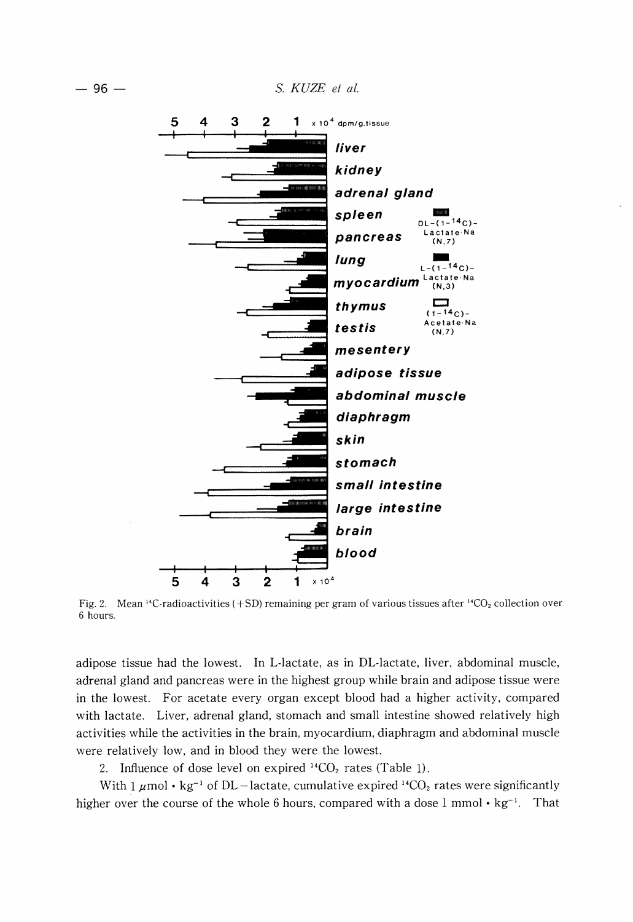Fig. 2. Mean $^{14}C$-radioactivities (+SD) remaining per gram of various tissues after $^{14}CO_2$ collection over 6 hours.

adipose tissue had the lowest. In L-lactate, as in DL-lactate, liver, abdominal muscle, adrenal gland and pancreas were in the highest group while brain and adipose tissue were in the lowest. For acetate every organ except blood had a higher activity, compared with lactate. Liver, adrenal gland, stomach and small intestine showed relatively high activities while the activities in the brain, myocardium, diaphragm and abdominal muscle were relatively low, and in blood they were the lowest.

2. Influence of dose level on expired $^{14}CO_2$ rates (Table 1).

With 1 $\mu$mol $\cdot$ $kg^{-1}$ of DL−lactate, cumulative expired $^{14}CO_2$ rates were significantly higher over the course of the whole 6 hours, compared with a dose 1 mmol $\cdot$ $kg^{-1}$. That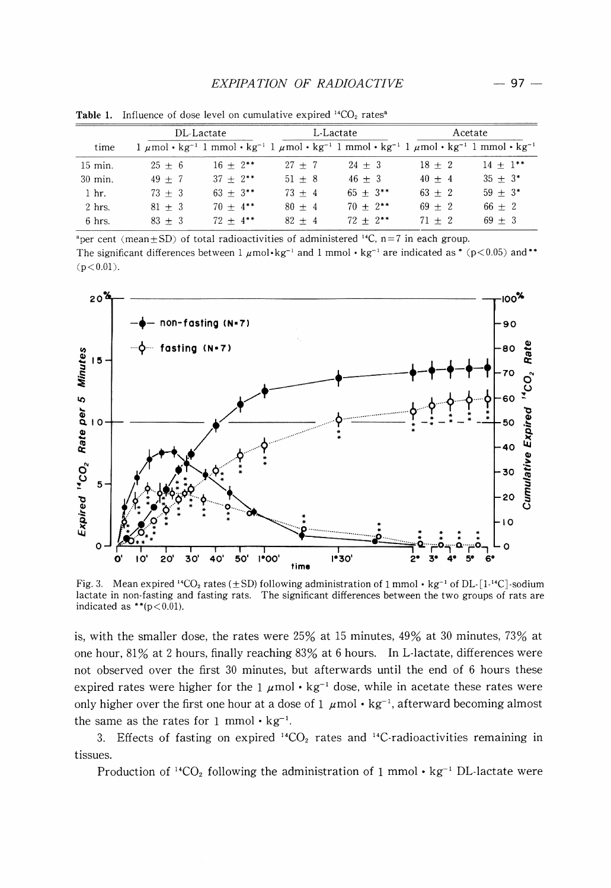**Table 1.** Influence of dose level on cumulative expired $^{14}CO_2$ rates[a]

| time | DL-Lactate | | L-Lactate | | Acetate | |
|---|---|---|---|---|---|---|
| | 1 $\mu mol \cdot kg^{-1}$ | 1 $mmol \cdot kg^{-1}$ | 1 $\mu mol \cdot kg^{-1}$ | 1 $mmol \cdot kg^{-1}$ | 1 $\mu mol \cdot kg^{-1}$ | 1 $mmol \cdot kg^{-1}$ |
| 15 min. | 25 ± 6 | 16 ± 2** | 27 ± 7 | 24 ± 3 | 18 ± 2 | 14 ± 1** |
| 30 min. | 49 ± 7 | 37 ± 2** | 51 ± 8 | 46 ± 3 | 40 ± 4 | 35 ± 3* |
| 1 hr. | 73 ± 3 | 63 ± 3** | 73 ± 4 | 65 ± 3** | 63 ± 2 | 59 ± 3* |
| 2 hrs. | 81 ± 3 | 70 ± 4** | 80 ± 4 | 70 ± 2** | 69 ± 2 | 66 ± 2 |
| 6 hrs. | 83 ± 3 | 72 ± 4** | 82 ± 4 | 72 ± 2** | 71 ± 2 | 69 ± 3 |

[a]per cent (mean±SD) of total radioactivities of administered $^{14}C$, n=7 in each group.
The significant differences between 1 $\mu mol \cdot kg^{-1}$ and 1 $mmol \cdot kg^{-1}$ are indicated as * ($p<0.05$) and ** ($p<0.01$).

Fig. 3. Mean expired $^{14}CO_2$ rates (±SD) following administration of 1 $mmol \cdot kg^{-1}$ of DL-[1-$^{14}C$]-sodium lactate in non-fasting and fasting rats. The significant differences between the two groups of rats are indicated as **($p<0.01$).

is, with the smaller dose, the rates were 25% at 15 minutes, 49% at 30 minutes, 73% at one hour, 81% at 2 hours, finally reaching 83% at 6 hours. In L-lactate, differences were not observed over the first 30 minutes, but afterwards until the end of 6 hours these expired rates were higher for the 1 $\mu mol \cdot kg^{-1}$ dose, while in acetate these rates were only higher over the first one hour at a dose of 1 $\mu mol \cdot kg^{-1}$, afterward becoming almost the same as the rates for 1 $mmol \cdot kg^{-1}$.

3. Effects of fasting on expired $^{14}CO_2$ rates and $^{14}C$-radioactivities remaining in tissues.

Production of $^{14}CO_2$ following the administration of 1 $mmol \cdot kg^{-1}$ DL-lactate were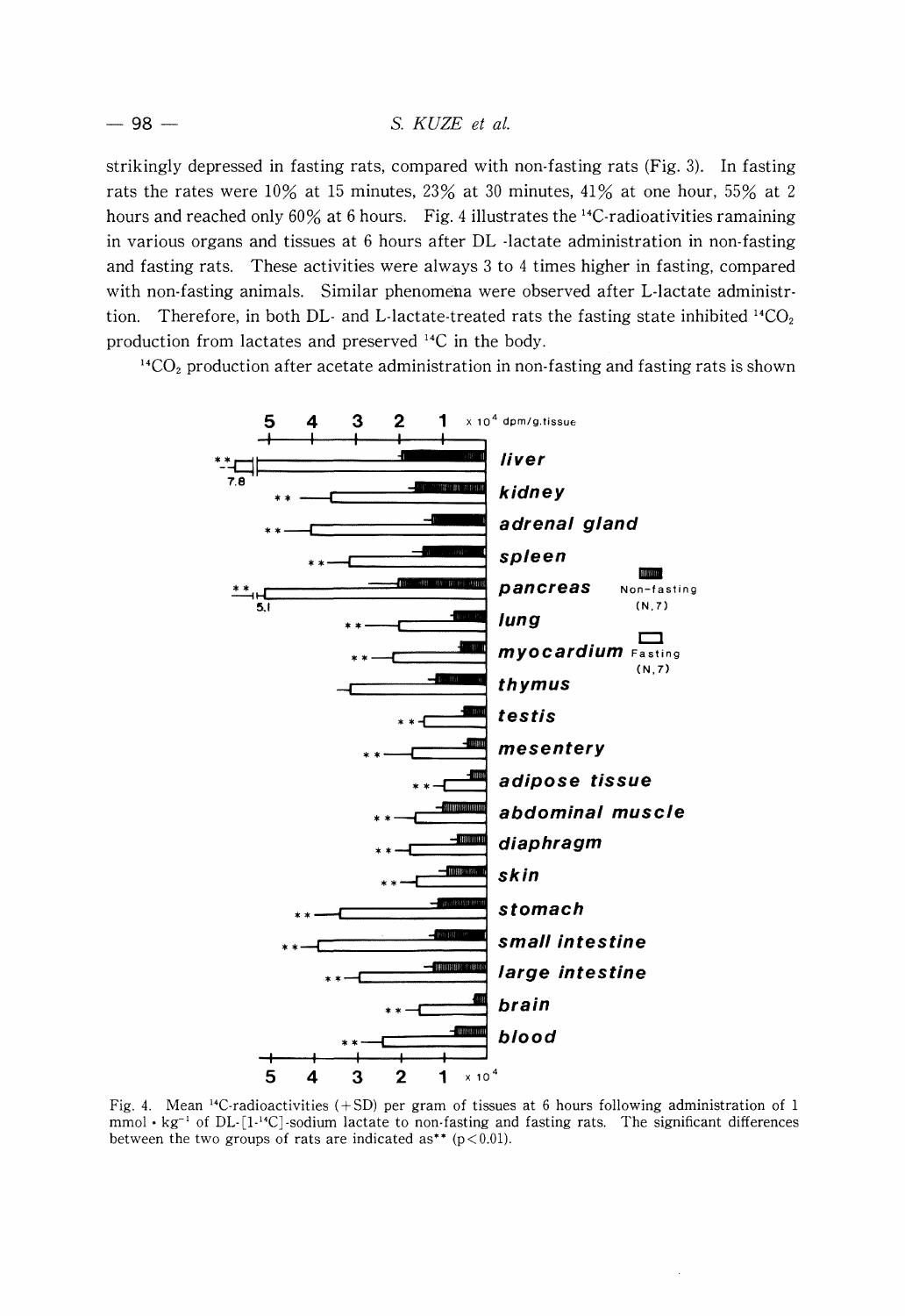strikingly depressed in fasting rats, compared with non-fasting rats (Fig. 3). In fasting rats the rates were 10% at 15 minutes, 23% at 30 minutes, 41% at one hour, 55% at 2 hours and reached only 60% at 6 hours. Fig. 4 illustrates the $^{14}C$-radioativities ramaining in various organs and tissues at 6 hours after DL -lactate administration in non-fasting and fasting rats. These activities were always 3 to 4 times higher in fasting, compared with non-fasting animals. Similar phenomena were observed after L-lactate administrtion. Therefore, in both DL- and L-lactate-treated rats the fasting state inhibited $^{14}CO_2$ production from lactates and preserved $^{14}C$ in the body.

$^{14}CO_2$ production after acetate administration in non-fasting and fasting rats is shown

Fig. 4. Mean $^{14}C$-radioactivities (+SD) per gram of tissues at 6 hours following administration of 1 mmol · $kg^{-1}$ of DL-[1-$^{14}C$]-sodium lactate to non-fasting and fasting rats. The significant differences between the two groups of rats are indicated as** ($p < 0.01$).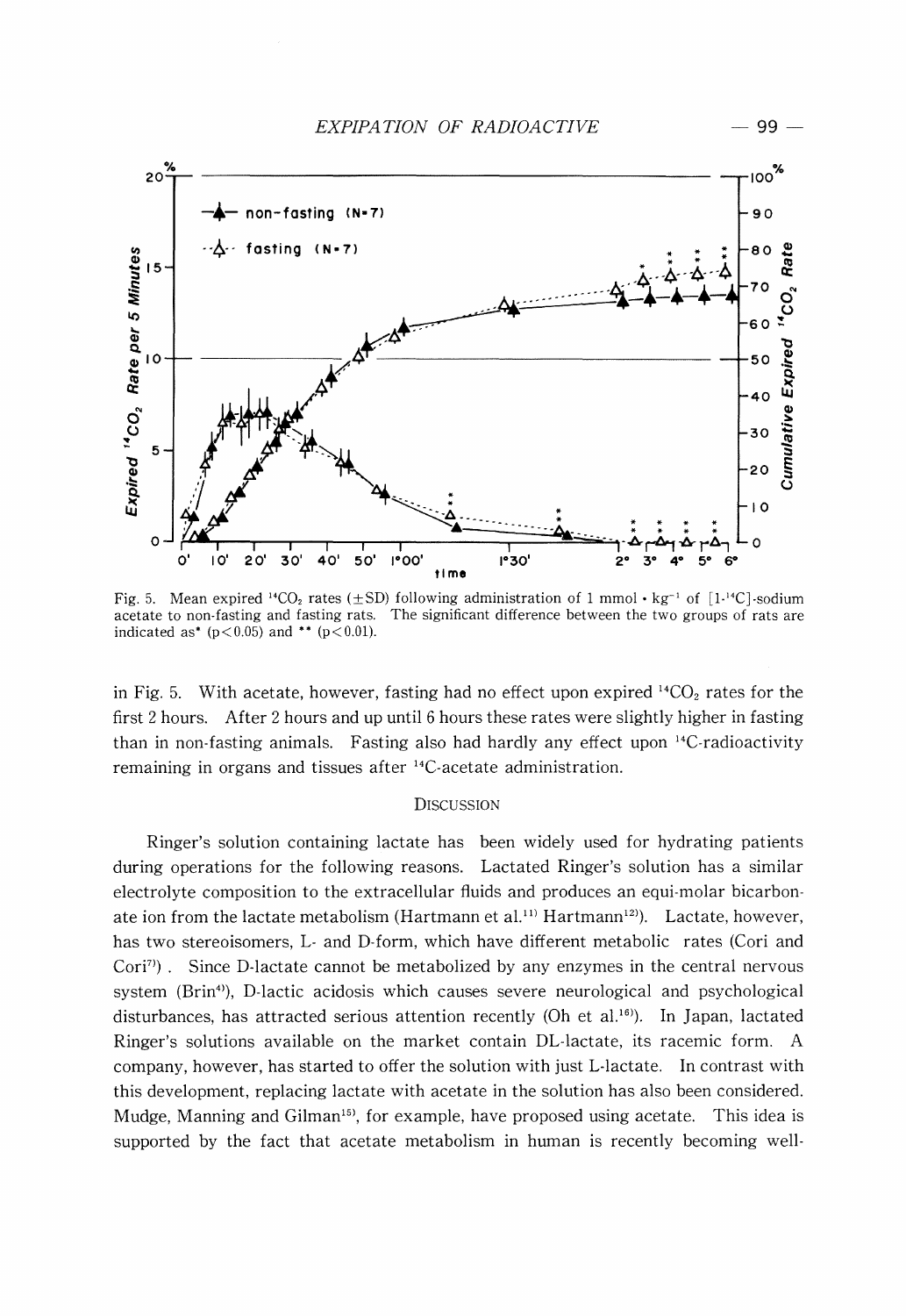Fig. 5. Mean expired $^{14}CO_2$ rates ($\pm$SD) following administration of 1 mmol $\cdot$ kg$^{-1}$ of [1-$^{14}$C]-sodium acetate to non-fasting and fasting rats. The significant difference between the two groups of rats are indicated as* ($p<0.05$) and ** ($p<0.01$).

in Fig. 5. With acetate, however, fasting had no effect upon expired $^{14}CO_2$ rates for the first 2 hours. After 2 hours and up until 6 hours these rates were slightly higher in fasting than in non-fasting animals. Fasting also had hardly any effect upon $^{14}$C-radioactivity remaining in organs and tissues after $^{14}$C-acetate administration.

## DISCUSSION

Ringer's solution containing lactate has been widely used for hydrating patients during operations for the following reasons. Lactated Ringer's solution has a similar electrolyte composition to the extracellular fluids and produces an equi-molar bicarbonate ion from the lactate metabolism (Hartmann et al.[11] Hartmann[12]). Lactate, however, has two stereoisomers, L- and D-form, which have different metabolic rates (Cori and Cori[7]). Since D-lactate cannot be metabolized by any enzymes in the central nervous system (Brin[4]), D-lactic acidosis which causes severe neurological and psychological disturbances, has attracted serious attention recently (Oh et al.[16]). In Japan, lactated Ringer's solutions available on the market contain DL-lactate, its racemic form. A company, however, has started to offer the solution with just L-lactate. In contrast with this development, replacing lactate with acetate in the solution has also been considered. Mudge, Manning and Gilman[15], for example, have proposed using acetate. This idea is supported by the fact that acetate metabolism in human is recently becoming well-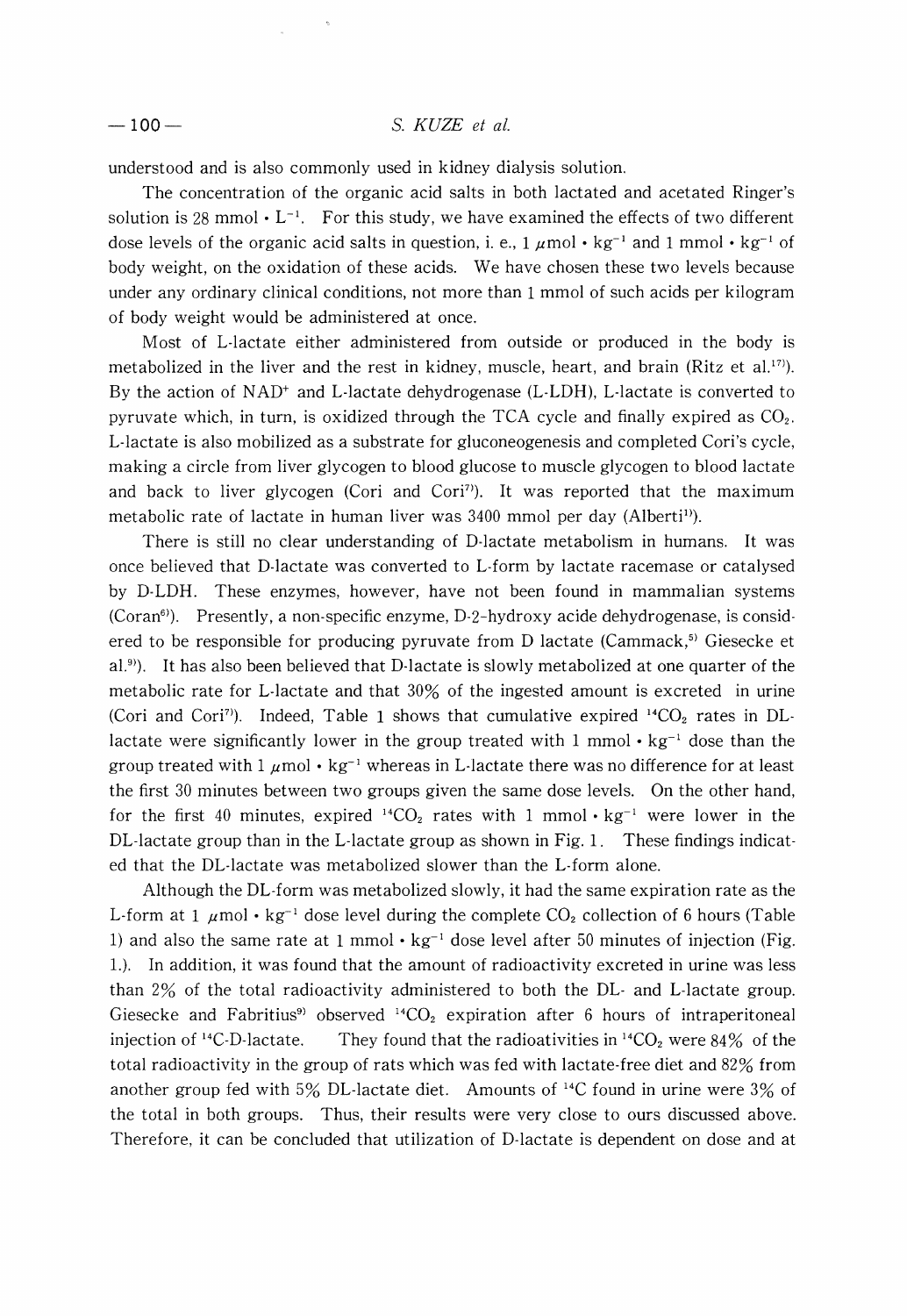understood and is also commonly used in kidney dialysis solution.

The concentration of the organic acid salts in both lactated and acetated Ringer's solution is 28 mmol・$L^{-1}$. For this study, we have examined the effects of two different dose levels of the organic acid salts in question, i. e., 1 $\mu$mol・$kg^{-1}$ and 1 mmol・$kg^{-1}$ of body weight, on the oxidation of these acids. We have chosen these two levels because under any ordinary clinical conditions, not more than 1 mmol of such acids per kilogram of body weight would be administered at once.

Most of L-lactate either administered from outside or produced in the body is metabolized in the liver and the rest in kidney, muscle, heart, and brain (Ritz et al.[17]). By the action of $NAD^+$ and L-lactate dehydrogenase (L-LDH), L-lactate is converted to pyruvate which, in turn, is oxidized through the TCA cycle and finally expired as $CO_2$. L-lactate is also mobilized as a substrate for gluconeogenesis and completed Cori's cycle, making a circle from liver glycogen to blood glucose to muscle glycogen to blood lactate and back to liver glycogen (Cori and Cori[7]). It was reported that the maximum metabolic rate of lactate in human liver was 3400 mmol per day (Alberti[1]).

There is still no clear understanding of D-lactate metabolism in humans. It was once believed that D-lactate was converted to L-form by lactate racemase or catalysed by D-LDH. These enzymes, however, have not been found in mammalian systems (Coran[6]). Presently, a non-specific enzyme, D-2-hydroxy acide dehydrogenase, is considered to be responsible for producing pyruvate from D lactate (Cammack,[5] Giesecke et al.[9]). It has also been believed that D-lactate is slowly metabolized at one quarter of the metabolic rate for L-lactate and that 30% of the ingested amount is excreted in urine (Cori and Cori[7]). Indeed, Table 1 shows that cumulative expired $^{14}CO_2$ rates in DL-lactate were significantly lower in the group treated with 1 mmol・$kg^{-1}$ dose than the group treated with 1 $\mu$mol・$kg^{-1}$ whereas in L-lactate there was no difference for at least the first 30 minutes between two groups given the same dose levels. On the other hand, for the first 40 minutes, expired $^{14}CO_2$ rates with 1 mmol・$kg^{-1}$ were lower in the DL-lactate group than in the L-lactate group as shown in Fig. 1. These findings indicated that the DL-lactate was metabolized slower than the L-form alone.

Although the DL-form was metabolized slowly, it had the same expiration rate as the L-form at 1 $\mu$mol・$kg^{-1}$ dose level during the complete $CO_2$ collection of 6 hours (Table 1) and also the same rate at 1 mmol・$kg^{-1}$ dose level after 50 minutes of injection (Fig. 1.). In addition, it was found that the amount of radioactivity excreted in urine was less than 2% of the total radioactivity administered to both the DL- and L-lactate group. Giesecke and Fabritius[9] observed $^{14}CO_2$ expiration after 6 hours of intraperitoneal injection of $^{14}$C-D-lactate. They found that the radioativities in $^{14}CO_2$ were 84% of the total radioactivity in the group of rats which was fed with lactate-free diet and 82% from another group fed with 5% DL-lactate diet. Amounts of $^{14}$C found in urine were 3% of the total in both groups. Thus, their results were very close to ours discussed above. Therefore, it can be concluded that utilization of D-lactate is dependent on dose and at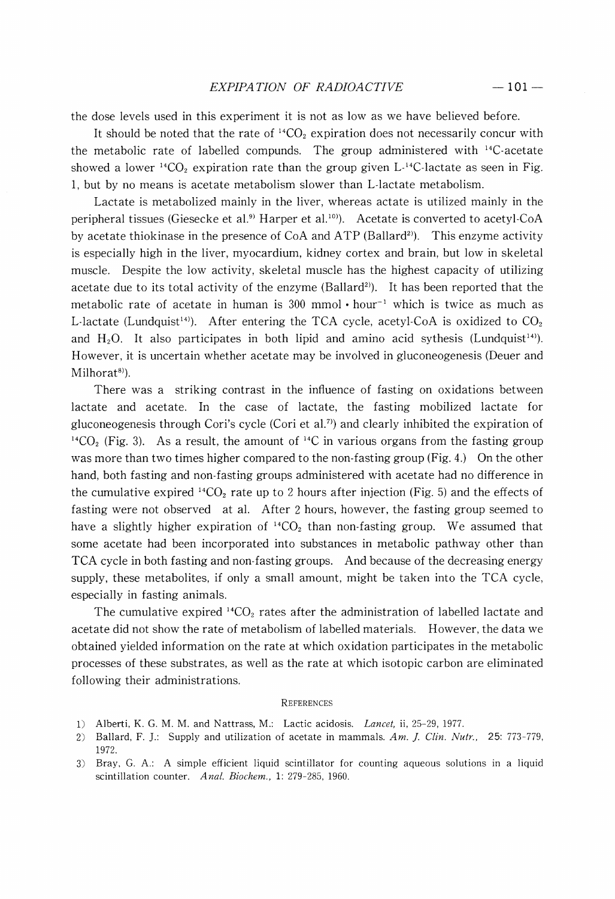the dose levels used in this experiment it is not as low as we have believed before.

It should be noted that the rate of $^{14}CO_2$ expiration does not necessarily concur with the metabolic rate of labelled compunds. The group administered with $^{14}$C-acetate showed a lower $^{14}CO_2$ expiration rate than the group given L-$^{14}$C-lactate as seen in Fig. 1, but by no means is acetate metabolism slower than L-lactate metabolism.

Lactate is metabolized mainly in the liver, whereas actate is utilized mainly in the peripheral tissues (Giesecke et al.[9] Harper et al.[10]). Acetate is converted to acetyl-CoA by acetate thiokinase in the presence of CoA and ATP (Ballard[2]). This enzyme activity is especially high in the liver, myocardium, kidney cortex and brain, but low in skeletal muscle. Despite the low activity, skeletal muscle has the highest capacity of utilizing acetate due to its total activity of the enzyme (Ballard[2]). It has been reported that the metabolic rate of acetate in human is 300 mmol • hour$^{-1}$ which is twice as much as L-lactate (Lundquist[14]). After entering the TCA cycle, acetyl-CoA is oxidized to $CO_2$ and $H_2O$. It also participates in both lipid and amino acid sythesis (Lundquist[14]). However, it is uncertain whether acetate may be involved in gluconeogenesis (Deuer and Milhorat[8]).

There was a striking contrast in the influence of fasting on oxidations between lactate and acetate. In the case of lactate, the fasting mobilized lactate for gluconeogenesis through Cori's cycle (Cori et al.[7]) and clearly inhibited the expiration of $^{14}CO_2$ (Fig. 3). As a result, the amount of $^{14}$C in various organs from the fasting group was more than two times higher compared to the non-fasting group (Fig. 4.) On the other hand, both fasting and non-fasting groups administered with acetate had no difference in the cumulative expired $^{14}CO_2$ rate up to 2 hours after injection (Fig. 5) and the effects of fasting were not observed at al. After 2 hours, however, the fasting group seemed to have a slightly higher expiration of $^{14}CO_2$ than non-fasting group. We assumed that some acetate had been incorporated into substances in metabolic pathway other than TCA cycle in both fasting and non-fasting groups. And because of the decreasing energy supply, these metabolites, if only a small amount, might be taken into the TCA cycle, especially in fasting animals.

The cumulative expired $^{14}CO_2$ rates after the administration of labelled lactate and acetate did not show the rate of metabolism of labelled materials. However, the data we obtained yielded information on the rate at which oxidation participates in the metabolic processes of these substrates, as well as the rate at which isotopic carbon are eliminated following their administrations.

## REFERENCES

1) Alberti, K. G. M. M. and Nattrass, M.: Lactic acidosis. *Lancet,* ii, 25–29, 1977.
2) Ballard, F. J.: Supply and utilization of acetate in mammals. *Am. J. Clin. Nutr.,* 25: 773–779, 1972.
3) Bray, G. A.: A simple efficient liquid scintillator for counting aqueous solutions in a liquid scintillation counter. *Anal. Biochem.,* 1: 279–285, 1960.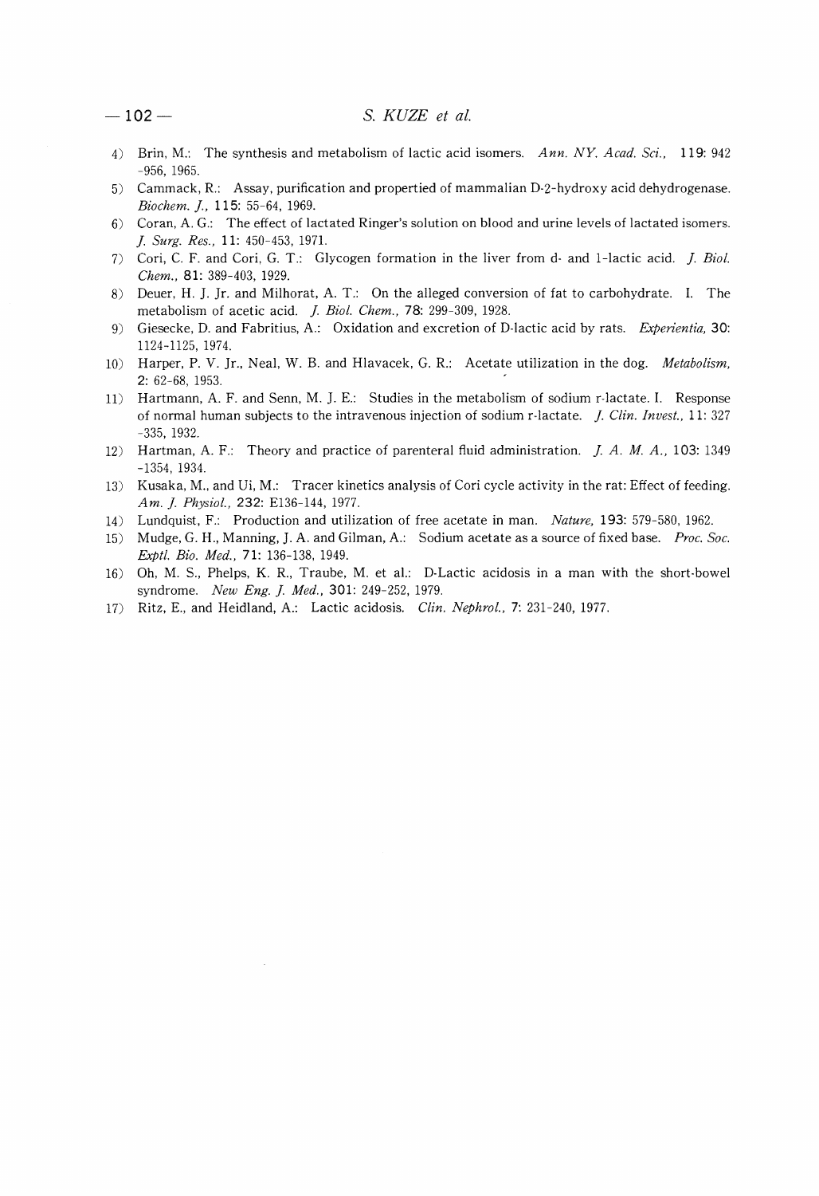4) Brin, M.: The synthesis and metabolism of lactic acid isomers. *Ann. NY. Acad. Sci.*, **119**: 942-956, 1965.
5) Cammack, R.: Assay, purification and propertied of mammalian D-2-hydroxy acid dehydrogenase. *Biochem. J.*, **115**: 55-64, 1969.
6) Coran, A. G.: The effect of lactated Ringer's solution on blood and urine levels of lactated isomers. *J. Surg. Res.*, **11**: 450-453, 1971.
7) Cori, C. F. and Cori, G. T.: Glycogen formation in the liver from d- and l-lactic acid. *J. Biol. Chem.*, **81**: 389-403, 1929.
8) Deuer, H. J. Jr. and Milhorat, A. T.: On the alleged conversion of fat to carbohydrate. I. The metabolism of acetic acid. *J. Biol. Chem.*, **78**: 299-309, 1928.
9) Giesecke, D. and Fabritius, A.: Oxidation and excretion of D-lactic acid by rats. *Experientia*, **30**: 1124-1125, 1974.
10) Harper, P. V. Jr., Neal, W. B. and Hlavacek, G. R.: Acetate utilization in the dog. *Metabolism*, **2**: 62-68, 1953.
11) Hartmann, A. F. and Senn, M. J. E.: Studies in the metabolism of sodium r-lactate. I. Response of normal human subjects to the intravenous injection of sodium r-lactate. *J. Clin. Invest.*, **11**: 327-335, 1932.
12) Hartman, A. F.: Theory and practice of parenteral fluid administration. *J. A. M. A.*, **103**: 1349-1354, 1934.
13) Kusaka, M., and Ui, M.: Tracer kinetics analysis of Cori cycle activity in the rat: Effect of feeding. *Am. J. Physiol.*, **232**: E136-144, 1977.
14) Lundquist, F.: Production and utilization of free acetate in man. *Nature*, **193**: 579-580, 1962.
15) Mudge, G. H., Manning, J. A. and Gilman, A.: Sodium acetate as a source of fixed base. *Proc. Soc. Exptl. Bio. Med.*, **71**: 136-138, 1949.
16) Oh, M. S., Phelps, K. R., Traube, M. et al.: D-Lactic acidosis in a man with the short-bowel syndrome. *New Eng. J. Med.*, **301**: 249-252, 1979.
17) Ritz, E., and Heidland, A.: Lactic acidosis. *Clin. Nephrol.*, **7**: 231-240, 1977.